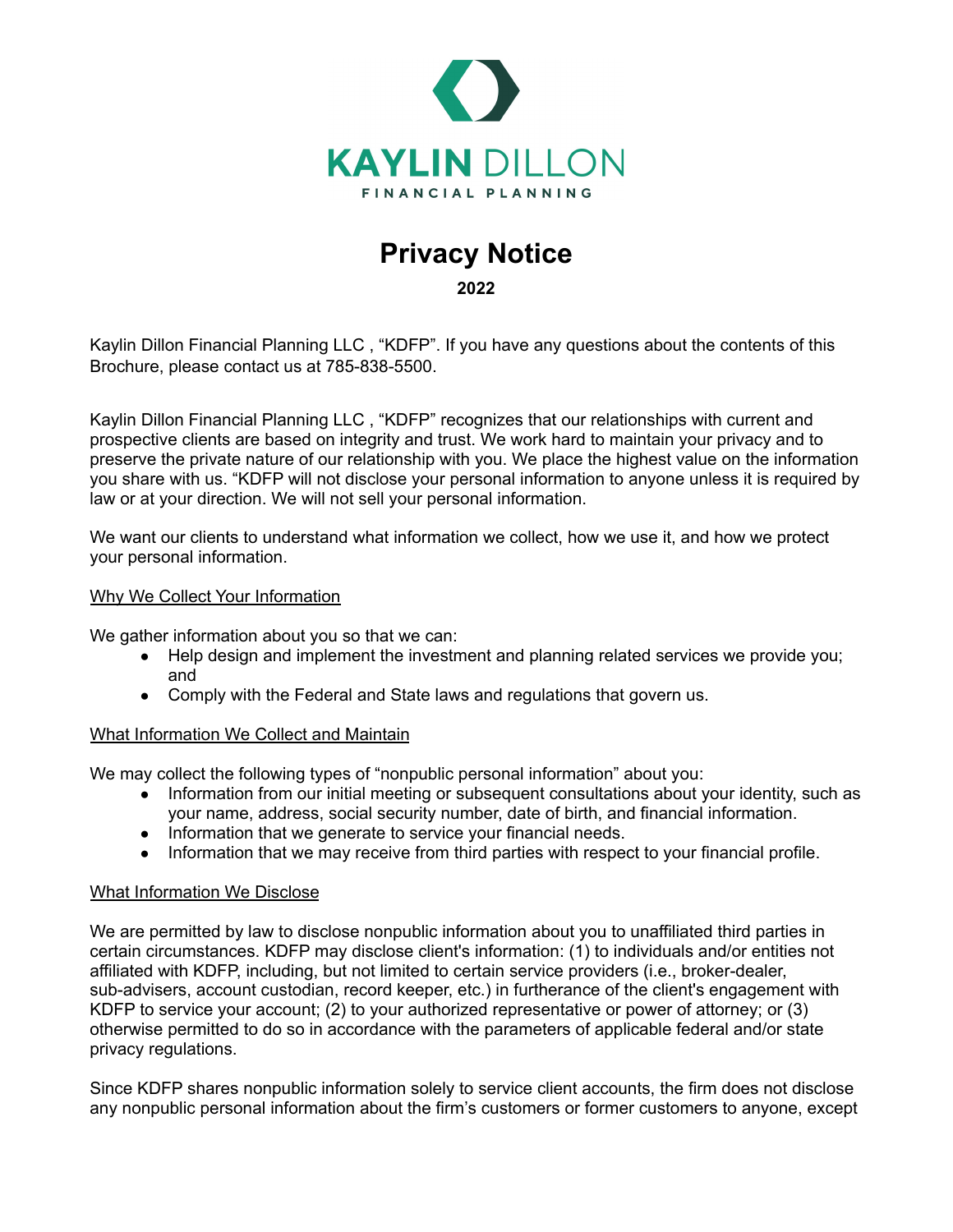KAYLIN DILLON

FINANCIAL PLANNING

# Privacy Notice

**2022**

Kaylin Dillon Financial Planning LLC , "KDFP". If you have any questions about the contents of this Brochure, please contact us at 785-838-5500.

Kaylin Dillon Financial Planning LLC , "KDFP" recognizes that our relationships with current and prospective clients are based on integrity and trust. We work hard to maintain your privacy and to preserve the private nature of our relationship with you. We place the highest value on the information you share with us. "KDFP will not disclose your personal information to anyone unless it is required by law or at your direction. We will not sell your personal information.

We want our clients to understand what information we collect, how we use it, and how we protect your personal information.

<u>Why We Collect Your Information</u>

We gather information about you so that we can:

- Help design and implement the investment and planning related services we provide you; and
- Comply with the Federal and State laws and regulations that govern us.

<u>What Information We Collect and Maintain</u>

We may collect the following types of "nonpublic personal information" about you:

- Information from our initial meeting or subsequent consultations about your identity, such as your name, address, social security number, date of birth, and financial information.
- Information that we generate to service your financial needs.
- Information that we may receive from third parties with respect to your financial profile.

<u>What Information We Disclose</u>

We are permitted by law to disclose nonpublic information about you to unaffiliated third parties in certain circumstances. KDFP may disclose client's information: (1) to individuals and/or entities not affiliated with KDFP, including, but not limited to certain service providers (i.e., broker-dealer, sub-advisers, account custodian, record keeper, etc.) in furtherance of the client's engagement with KDFP to service your account; (2) to your authorized representative or power of attorney; or (3) otherwise permitted to do so in accordance with the parameters of applicable federal and/or state privacy regulations.

Since KDFP shares nonpublic information solely to service client accounts, the firm does not disclose any nonpublic personal information about the firm's customers or former customers to anyone, except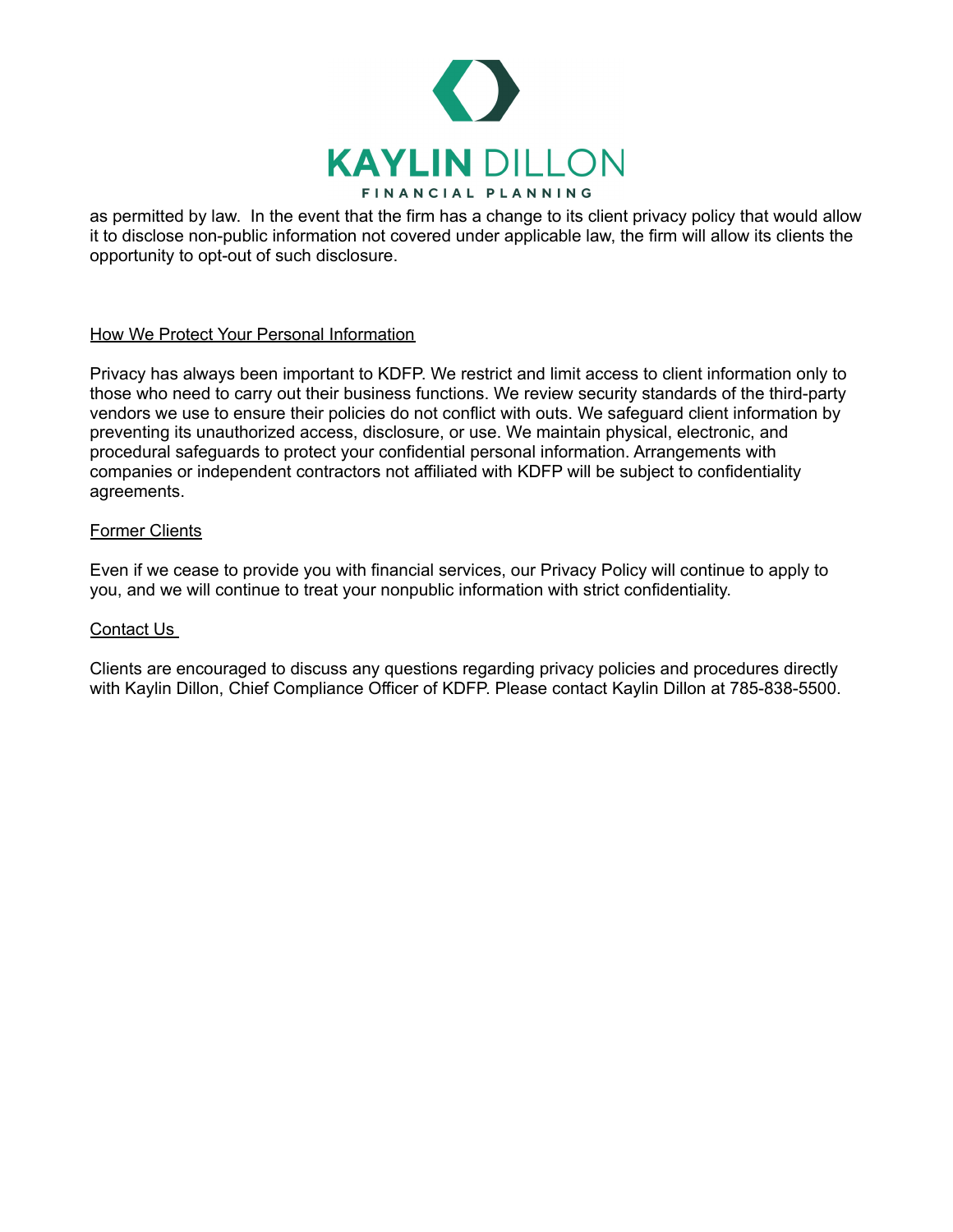as permitted by law. In the event that the firm has a change to its client privacy policy that would allow it to disclose non-public information not covered under applicable law, the firm will allow its clients the opportunity to opt-out of such disclosure.

## How We Protect Your Personal Information

Privacy has always been important to KDFP. We restrict and limit access to client information only to those who need to carry out their business functions. We review security standards of the third-party vendors we use to ensure their policies do not conflict with outs. We safeguard client information by preventing its unauthorized access, disclosure, or use. We maintain physical, electronic, and procedural safeguards to protect your confidential personal information. Arrangements with companies or independent contractors not affiliated with KDFP will be subject to confidentiality agreements.

## Former Clients

Even if we cease to provide you with financial services, our Privacy Policy will continue to apply to you, and we will continue to treat your nonpublic information with strict confidentiality.

## Contact Us

Clients are encouraged to discuss any questions regarding privacy policies and procedures directly with Kaylin Dillon, Chief Compliance Officer of KDFP. Please contact Kaylin Dillon at 785-838-5500.